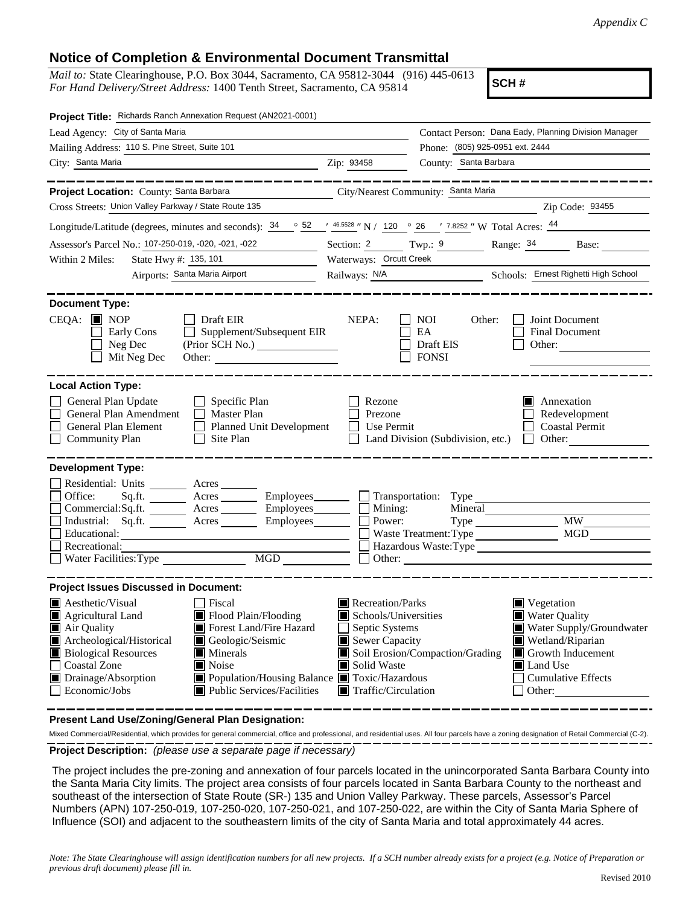*Appendix C*

## Notice of Completion & Environmental Document Transmittal

*Mail to:* State Clearinghouse, P.O. Box 3044, Sacramento, CA 95812-3044 (916) 445-0613
*For Hand Delivery/Street Address:* 1400 Tenth Street, Sacramento, CA 95814

**SCH #**

**Project Title:** Richards Ranch Annexation Request (AN2021-0001)

Lead Agency: City of Santa Maria
Contact Person: Dana Eady, Planning Division Manager
Mailing Address: 110 S. Pine Street, Suite 101
Phone: (805) 925-0951 ext. 2444
City: Santa Maria
Zip: 93458
County: Santa Barbara

**Project Location:** County: Santa Barbara
City/Nearest Community: Santa Maria
Cross Streets: Union Valley Parkway / State Route 135
Zip Code: 93455
Longitude/Latitude (degrees, minutes and seconds): 34 ° 52 ′ 46.5528 ″ N / 120 ° 26 ′ 7.8252 ″ W Total Acres: 44
Assessor's Parcel No.: 107-250-019, -020, -021, -022
Section: 2 Twp.: 9 Range: 34 Base:
Within 2 Miles: State Hwy #: 135, 101
Waterways: Orcutt Creek
Airports: Santa Maria Airport
Railways: N/A
Schools: Ernest Righetti High School

**Document Type:**

CEQA:
- [x] NOP
- [ ] Early Cons
- [ ] Neg Dec
- [ ] Mit Neg Dec
- [ ] Draft EIR
- [ ] Supplement/Subsequent EIR (Prior SCH No.)
- Other:

NEPA:
- [ ] NOI
- [ ] EA
- [ ] Draft EIS
- [ ] FONSI

Other:
- [ ] Joint Document
- [ ] Final Document
- [ ] Other:

**Local Action Type:**

- [ ] General Plan Update
- [ ] General Plan Amendment
- [ ] General Plan Element
- [ ] Community Plan
- [ ] Specific Plan
- [ ] Master Plan
- [ ] Planned Unit Development
- [ ] Site Plan
- [ ] Rezone
- [ ] Prezone
- [ ] Use Permit
- [ ] Land Division (Subdivision, etc.)
- [x] Annexation
- [ ] Redevelopment
- [ ] Coastal Permit
- [ ] Other:

**Development Type:**

- [ ] Residential: Units ___ Acres ___
- [ ] Office: Sq.ft. ___ Acres ___ Employees ___
- [ ] Commercial: Sq.ft. ___ Acres ___ Employees ___
- [ ] Industrial: Sq.ft. ___ Acres ___ Employees ___
- [ ] Educational:
- [ ] Recreational:
- [ ] Water Facilities: Type ___ MGD ___
- [ ] Transportation: Type
- [ ] Mining: Mineral
- [ ] Power: Type ___ MW ___
- [ ] Waste Treatment: Type ___ MGD ___
- [ ] Hazardous Waste: Type
- [ ] Other:

**Project Issues Discussed in Document:**

- [x] Aesthetic/Visual
- [x] Agricultural Land
- [x] Air Quality
- [x] Archeological/Historical
- [x] Biological Resources
- [ ] Coastal Zone
- [x] Drainage/Absorption
- [ ] Economic/Jobs
- [ ] Fiscal
- [x] Flood Plain/Flooding
- [x] Forest Land/Fire Hazard
- [x] Geologic/Seismic
- [x] Minerals
- [x] Noise
- [x] Population/Housing Balance
- [x] Public Services/Facilities
- [x] Recreation/Parks
- [x] Schools/Universities
- [ ] Septic Systems
- [x] Sewer Capacity
- [x] Soil Erosion/Compaction/Grading
- [x] Solid Waste
- [x] Toxic/Hazardous
- [x] Traffic/Circulation
- [x] Vegetation
- [x] Water Quality
- [x] Water Supply/Groundwater
- [x] Wetland/Riparian
- [x] Growth Inducement
- [x] Land Use
- [ ] Cumulative Effects
- [ ] Other:

**Present Land Use/Zoning/General Plan Designation:**

Mixed Commercial/Residential, which provides for general commercial, office and professional, and residential uses. All four parcels have a zoning designation of Retail Commercial (C-2).

**Project Description:** *(please use a separate page if necessary)*

The project includes the pre-zoning and annexation of four parcels located in the unincorporated Santa Barbara County into the Santa Maria City limits. The project area consists of four parcels located in Santa Barbara County to the northeast and southeast of the intersection of State Route (SR-) 135 and Union Valley Parkway. These parcels, Assessor's Parcel Numbers (APN) 107-250-019, 107-250-020, 107-250-021, and 107-250-022, are within the City of Santa Maria Sphere of Influence (SOI) and adjacent to the southeastern limits of the city of Santa Maria and total approximately 44 acres.

*Note: The State Clearinghouse will assign identification numbers for all new projects. If a SCH number already exists for a project (e.g. Notice of Preparation or previous draft document) please fill in.*

Revised 2010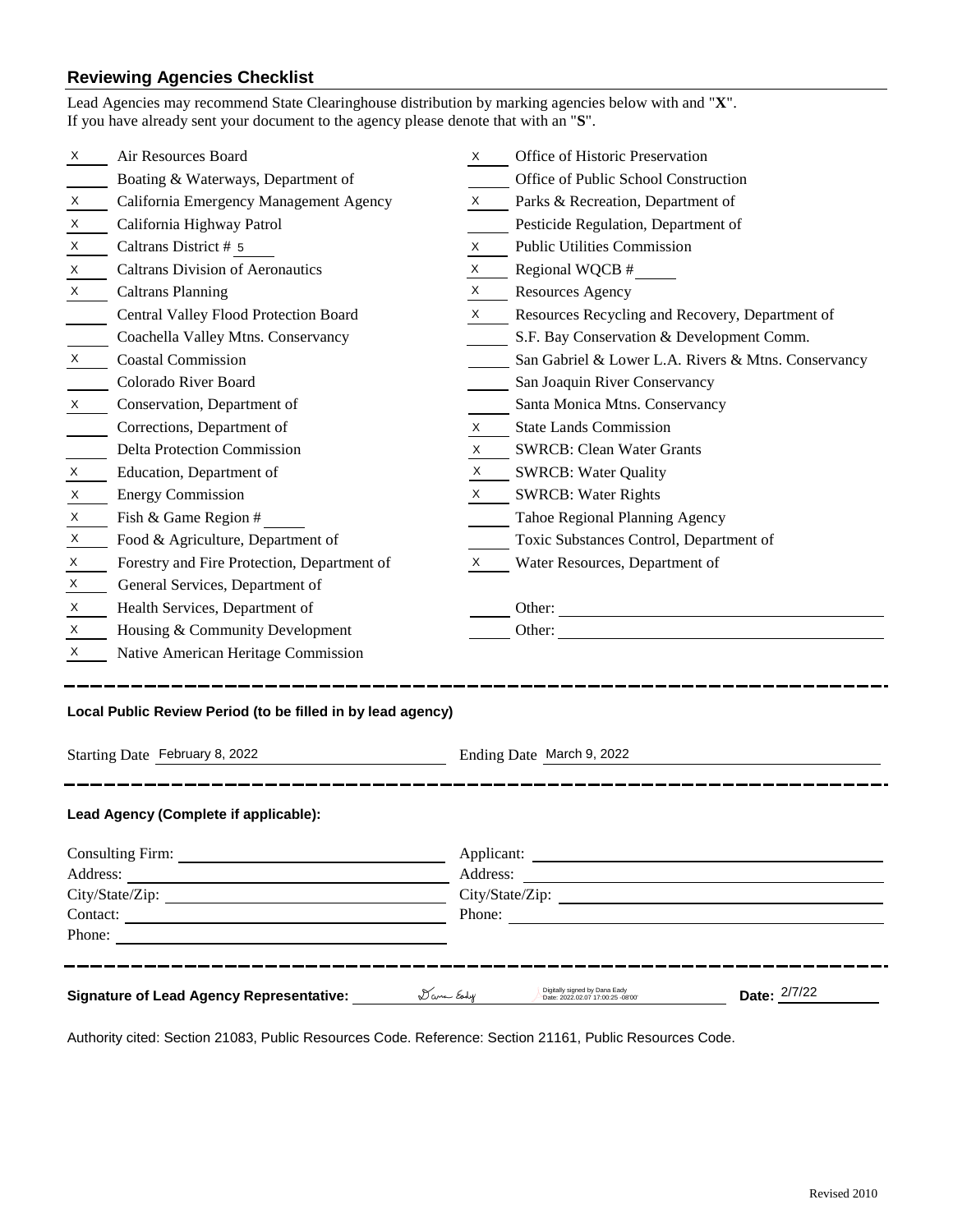## Reviewing Agencies Checklist

Lead Agencies may recommend State Clearinghouse distribution by marking agencies below with and "**X**".
If you have already sent your document to the agency please denote that with an "**S**".

| | | | |
|---|---|---|---|
| X | Air Resources Board | X | Office of Historic Preservation |
| | Boating & Waterways, Department of | | Office of Public School Construction |
| X | California Emergency Management Agency | X | Parks & Recreation, Department of |
| X | California Highway Patrol | | Pesticide Regulation, Department of |
| X | Caltrans District # 5 | X | Public Utilities Commission |
| X | Caltrans Division of Aeronautics | X | Regional WQCB # |
| X | Caltrans Planning | X | Resources Agency |
| | Central Valley Flood Protection Board | X | Resources Recycling and Recovery, Department of |
| | Coachella Valley Mtns. Conservancy | | S.F. Bay Conservation & Development Comm. |
| X | Coastal Commission | | San Gabriel & Lower L.A. Rivers & Mtns. Conservancy |
| | Colorado River Board | | San Joaquin River Conservancy |
| X | Conservation, Department of | | Santa Monica Mtns. Conservancy |
| | Corrections, Department of | X | State Lands Commission |
| | Delta Protection Commission | X | SWRCB: Clean Water Grants |
| X | Education, Department of | X | SWRCB: Water Quality |
| X | Energy Commission | X | SWRCB: Water Rights |
| X | Fish & Game Region # | | Tahoe Regional Planning Agency |
| X | Food & Agriculture, Department of | | Toxic Substances Control, Department of |
| X | Forestry and Fire Protection, Department of | X | Water Resources, Department of |
| X | General Services, Department of | | |
| X | Health Services, Department of | | Other: |
| X | Housing & Community Development | | Other: |
| X | Native American Heritage Commission | | |

---

**Local Public Review Period (to be filled in by lead agency)**

Starting Date February 8, 2022 Ending Date March 9, 2022

---

**Lead Agency (Complete if applicable):**

| | |
|---|---|
| Consulting Firm: | Applicant: |
| Address: | Address: |
| City/State/Zip: | City/State/Zip: |
| Contact: | Phone: |
| Phone: | |

---

**Signature of Lead Agency Representative:** Dana Eady (Digitally signed by Dana Eady Date: 2022.02.07 17:00:25 -08'00') **Date:** 2/7/22

Authority cited: Section 21083, Public Resources Code. Reference: Section 21161, Public Resources Code.

Revised 2010